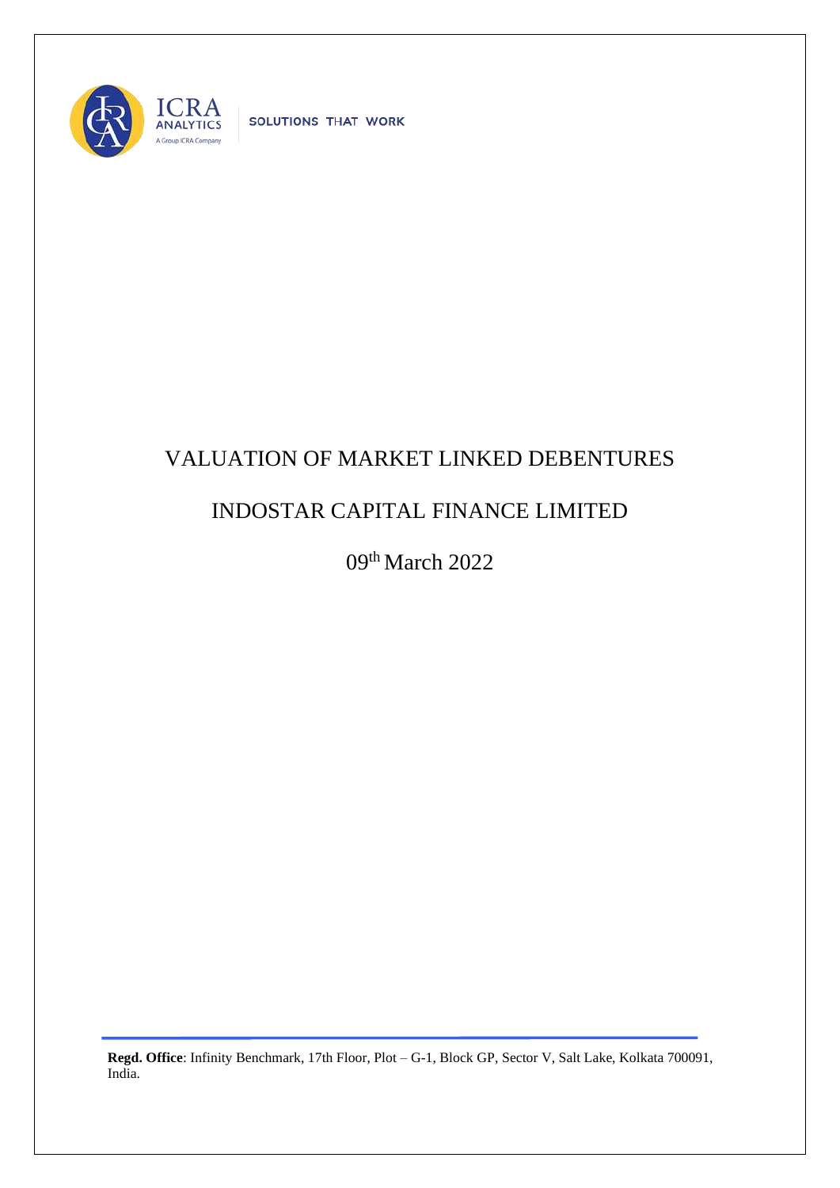ICRA ANALYTICS

A Group ICRA Company

SOLUTIONS THAT WORK

# VALUATION OF MARKET LINKED DEBENTURES

# INDOSTAR CAPITAL FINANCE LIMITED

09th March 2022

**Regd. Office**: Infinity Benchmark, 17th Floor, Plot – G-1, Block GP, Sector V, Salt Lake, Kolkata 700091, India.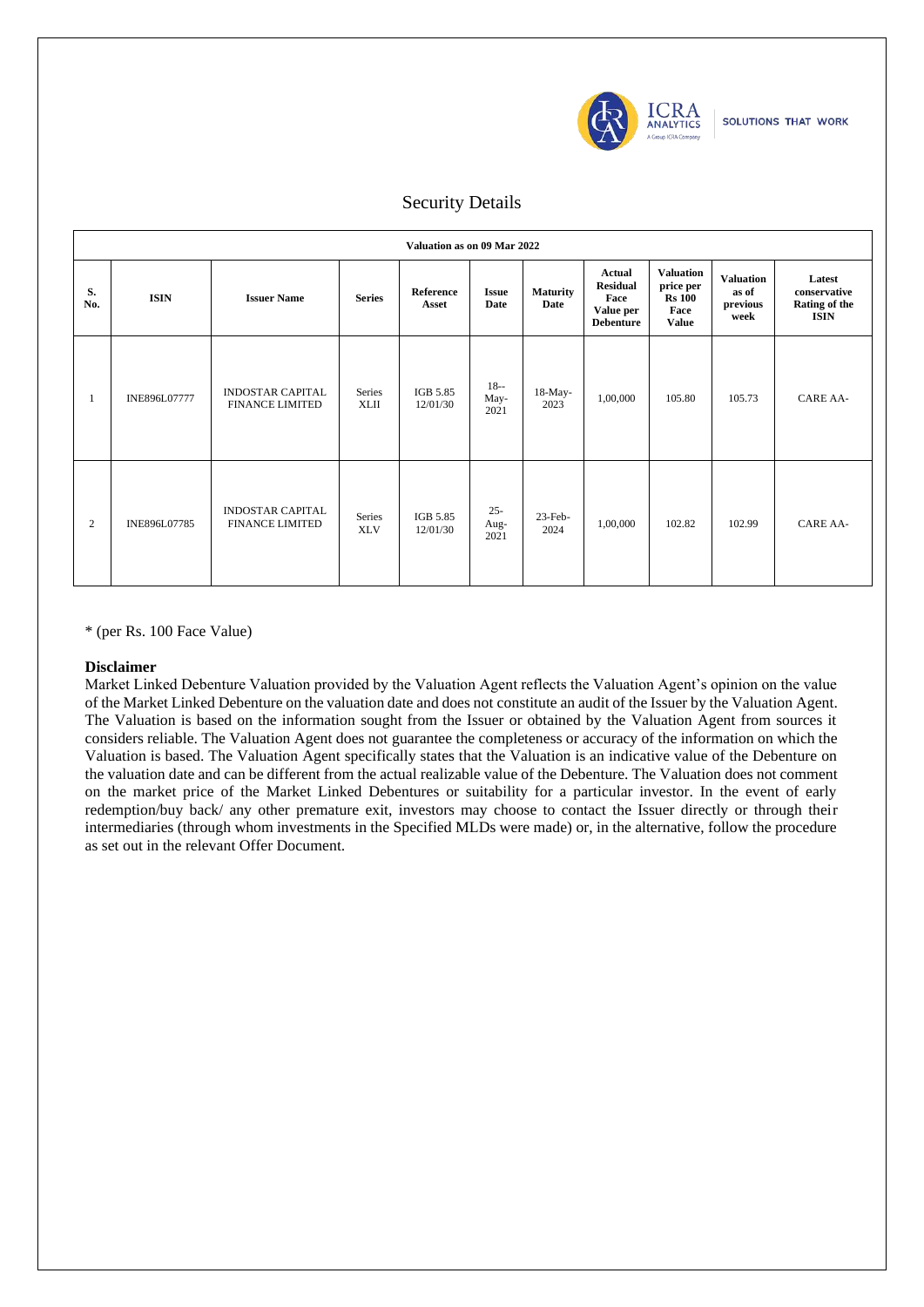# Security Details

| Valuation as on 09 Mar 2022 | | | | | | | | | | |
|---|---|---|---|---|---|---|---|---|---|---|
| **S. No.** | **ISIN** | **Issuer Name** | **Series** | **Reference Asset** | **Issue Date** | **Maturity Date** | **Actual Residual Face Value per Debenture** | **Valuation price per Rs 100 Face Value** | **Valuation as of previous week** | **Latest conservative Rating of the ISIN** |
| 1 | INE896L07777 | INDOSTAR CAPITAL FINANCE LIMITED | Series XLII | IGB 5.85 12/01/30 | 18--May-2021 | 18-May-2023 | 1,00,000 | 105.80 | 105.73 | CARE AA- |
| 2 | INE896L07785 | INDOSTAR CAPITAL FINANCE LIMITED | Series XLV | IGB 5.85 12/01/30 | 25-Aug-2021 | 23-Feb-2024 | 1,00,000 | 102.82 | 102.99 | CARE AA- |

* (per Rs. 100 Face Value)

**Disclaimer**

Market Linked Debenture Valuation provided by the Valuation Agent reflects the Valuation Agent's opinion on the value of the Market Linked Debenture on the valuation date and does not constitute an audit of the Issuer by the Valuation Agent. The Valuation is based on the information sought from the Issuer or obtained by the Valuation Agent from sources it considers reliable. The Valuation Agent does not guarantee the completeness or accuracy of the information on which the Valuation is based. The Valuation Agent specifically states that the Valuation is an indicative value of the Debenture on the valuation date and can be different from the actual realizable value of the Debenture. The Valuation does not comment on the market price of the Market Linked Debentures or suitability for a particular investor. In the event of early redemption/buy back/ any other premature exit, investors may choose to contact the Issuer directly or through their intermediaries (through whom investments in the Specified MLDs were made) or, in the alternative, follow the procedure as set out in the relevant Offer Document.